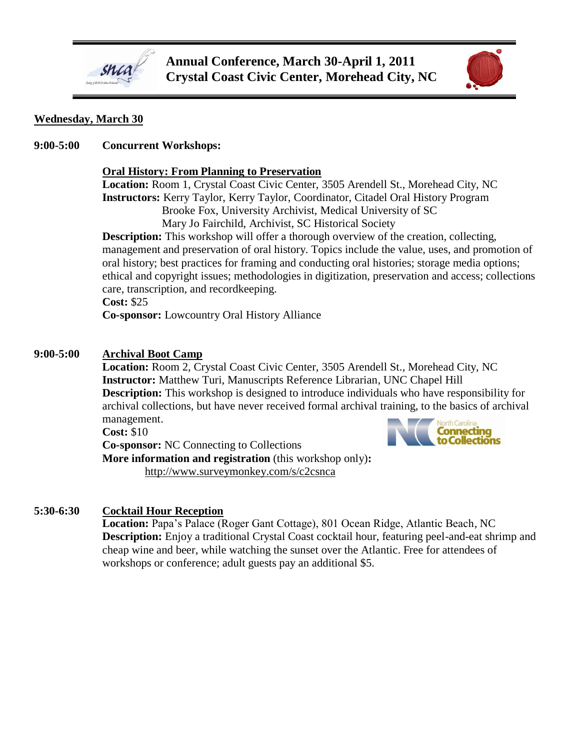# Annual Conference, March 30-April 1, 2011
# Crystal Coast Civic Center, Morehead City, NC

## Wednesday, March 30

**9:00-5:00** **Concurrent Workshops:**

### Oral History: From Planning to Preservation

**Location:** Room 1, Crystal Coast Civic Center, 3505 Arendell St., Morehead City, NC
**Instructors:** Kerry Taylor, Kerry Taylor, Coordinator, Citadel Oral History Program
Brooke Fox, University Archivist, Medical University of SC
Mary Jo Fairchild, Archivist, SC Historical Society
**Description:** This workshop will offer a thorough overview of the creation, collecting, management and preservation of oral history. Topics include the value, uses, and promotion of oral history; best practices for framing and conducting oral histories; storage media options; ethical and copyright issues; methodologies in digitization, preservation and access; collections care, transcription, and recordkeeping.
**Cost:** $25
**Co-sponsor:** Lowcountry Oral History Alliance

**9:00-5:00** **Archival Boot Camp**

**Location:** Room 2, Crystal Coast Civic Center, 3505 Arendell St., Morehead City, NC
**Instructor:** Matthew Turi, Manuscripts Reference Librarian, UNC Chapel Hill
**Description:** This workshop is designed to introduce individuals who have responsibility for archival collections, but have never received formal archival training, to the basics of archival management.
**Cost:** $10
**Co-sponsor:** NC Connecting to Collections
**More information and registration** (this workshop only)**:**
http://www.surveymonkey.com/s/c2csnca

**5:30-6:30** **Cocktail Hour Reception**

**Location:** Papa's Palace (Roger Gant Cottage), 801 Ocean Ridge, Atlantic Beach, NC
**Description:** Enjoy a traditional Crystal Coast cocktail hour, featuring peel-and-eat shrimp and cheap wine and beer, while watching the sunset over the Atlantic. Free for attendees of workshops or conference; adult guests pay an additional $5.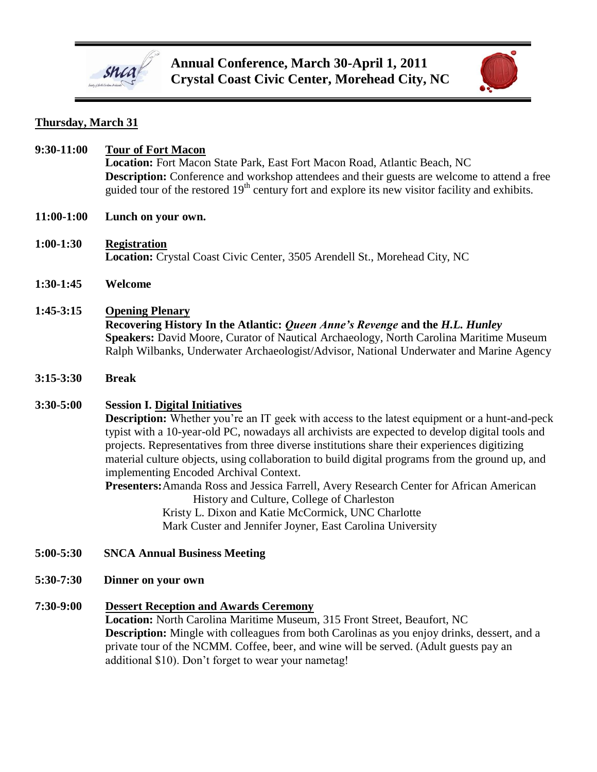# Annual Conference, March 30-April 1, 2011
# Crystal Coast Civic Center, Morehead City, NC

## Thursday, March 31

**9:30-11:00** **Tour of Fort Macon**
**Location:** Fort Macon State Park, East Fort Macon Road, Atlantic Beach, NC
**Description:** Conference and workshop attendees and their guests are welcome to attend a free guided tour of the restored 19th century fort and explore its new visitor facility and exhibits.

**11:00-1:00** **Lunch on your own.**

**1:00-1:30** **Registration**
**Location:** Crystal Coast Civic Center, 3505 Arendell St., Morehead City, NC

**1:30-1:45** **Welcome**

**1:45-3:15** **Opening Plenary**
**Recovering History In the Atlantic: *Queen Anne's Revenge* and the *H.L. Hunley***
**Speakers:** David Moore, Curator of Nautical Archaeology, North Carolina Maritime Museum
Ralph Wilbanks, Underwater Archaeologist/Advisor, National Underwater and Marine Agency

**3:15-3:30** **Break**

**3:30-5:00** **Session I. Digital Initiatives**
**Description:** Whether you're an IT geek with access to the latest equipment or a hunt-and-peck typist with a 10-year-old PC, nowadays all archivists are expected to develop digital tools and projects. Representatives from three diverse institutions share their experiences digitizing material culture objects, using collaboration to build digital programs from the ground up, and implementing Encoded Archival Context.
**Presenters:** Amanda Ross and Jessica Farrell, Avery Research Center for African American History and Culture, College of Charleston
Kristy L. Dixon and Katie McCormick, UNC Charlotte
Mark Custer and Jennifer Joyner, East Carolina University

**5:00-5:30** **SNCA Annual Business Meeting**

**5:30-7:30** **Dinner on your own**

**7:30-9:00** **Dessert Reception and Awards Ceremony**
**Location:** North Carolina Maritime Museum, 315 Front Street, Beaufort, NC
**Description:** Mingle with colleagues from both Carolinas as you enjoy drinks, dessert, and a private tour of the NCMM. Coffee, beer, and wine will be served. (Adult guests pay an additional $10). Don't forget to wear your nametag!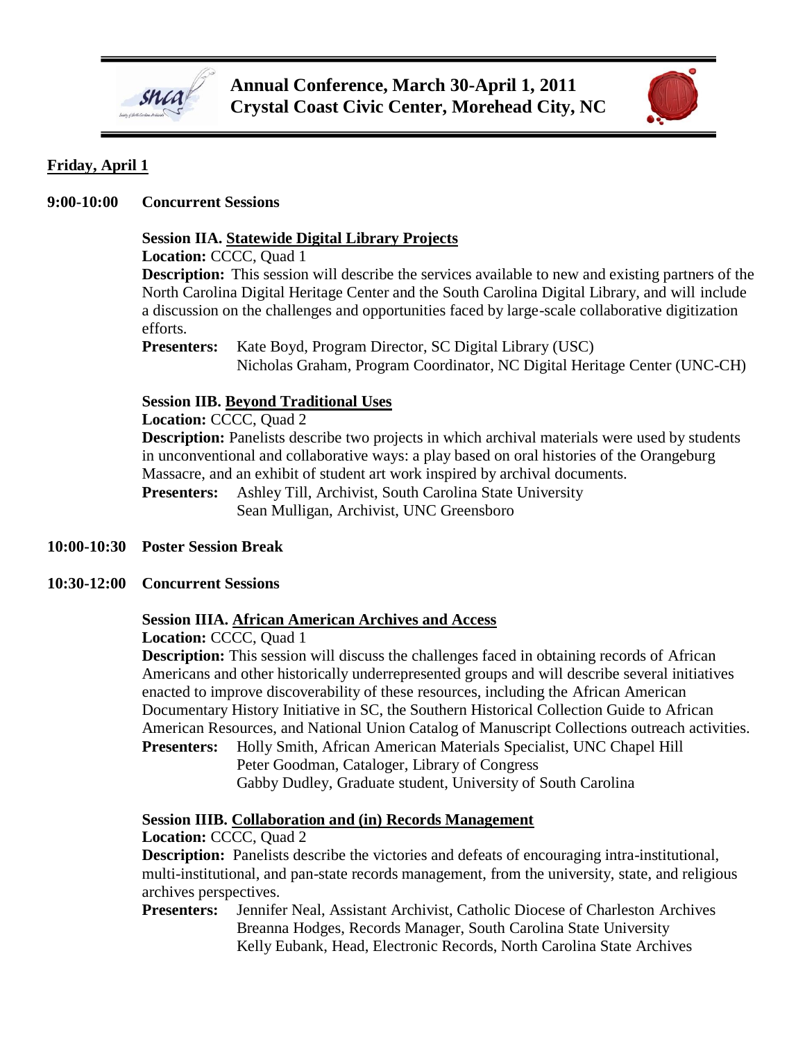## Friday, April 1

**9:00-10:00 Concurrent Sessions**

**Session IIA. Statewide Digital Library Projects**

**Location:** CCCC, Quad 1

**Description:** This session will describe the services available to new and existing partners of the North Carolina Digital Heritage Center and the South Carolina Digital Library, and will include a discussion on the challenges and opportunities faced by large-scale collaborative digitization efforts.

**Presenters:** Kate Boyd, Program Director, SC Digital Library (USC)
Nicholas Graham, Program Coordinator, NC Digital Heritage Center (UNC-CH)

**Session IIB. Beyond Traditional Uses**

**Location:** CCCC, Quad 2

**Description:** Panelists describe two projects in which archival materials were used by students in unconventional and collaborative ways: a play based on oral histories of the Orangeburg Massacre, and an exhibit of student art work inspired by archival documents.

**Presenters:** Ashley Till, Archivist, South Carolina State University
Sean Mulligan, Archivist, UNC Greensboro

**10:00-10:30 Poster Session Break**

**10:30-12:00 Concurrent Sessions**

**Session IIIA. African American Archives and Access**

**Location:** CCCC, Quad 1

**Description:** This session will discuss the challenges faced in obtaining records of African Americans and other historically underrepresented groups and will describe several initiatives enacted to improve discoverability of these resources, including the African American Documentary History Initiative in SC, the Southern Historical Collection Guide to African American Resources, and National Union Catalog of Manuscript Collections outreach activities.

**Presenters:** Holly Smith, African American Materials Specialist, UNC Chapel Hill
Peter Goodman, Cataloger, Library of Congress
Gabby Dudley, Graduate student, University of South Carolina

**Session IIIB. Collaboration and (in) Records Management**

**Location:** CCCC, Quad 2

**Description:** Panelists describe the victories and defeats of encouraging intra-institutional, multi-institutional, and pan-state records management, from the university, state, and religious archives perspectives.

**Presenters:** Jennifer Neal, Assistant Archivist, Catholic Diocese of Charleston Archives
Breanna Hodges, Records Manager, South Carolina State University
Kelly Eubank, Head, Electronic Records, North Carolina State Archives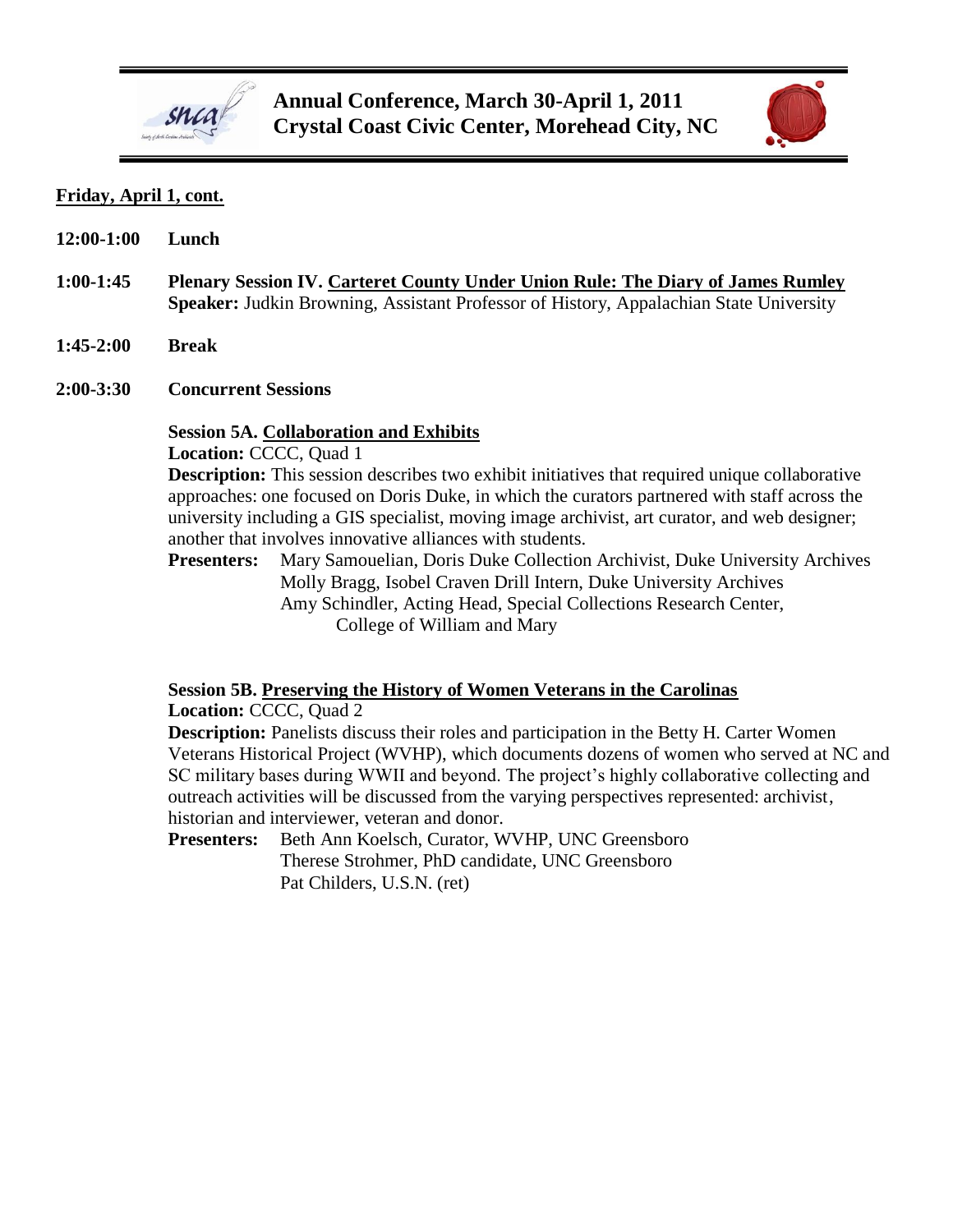**Friday, April 1, cont.**

**12:00-1:00** **Lunch**

**1:00-1:45** **Plenary Session IV. Carteret County Under Union Rule: The Diary of James Rumley**
**Speaker:** Judkin Browning, Assistant Professor of History, Appalachian State University

**1:45-2:00** **Break**

**2:00-3:30** **Concurrent Sessions**

**Session 5A. Collaboration and Exhibits**
**Location:** CCCC, Quad 1
**Description:** This session describes two exhibit initiatives that required unique collaborative approaches: one focused on Doris Duke, in which the curators partnered with staff across the university including a GIS specialist, moving image archivist, art curator, and web designer; another that involves innovative alliances with students.
**Presenters:** Mary Samouelian, Doris Duke Collection Archivist, Duke University Archives
Molly Bragg, Isobel Craven Drill Intern, Duke University Archives
Amy Schindler, Acting Head, Special Collections Research Center, College of William and Mary

**Session 5B. Preserving the History of Women Veterans in the Carolinas**
**Location:** CCCC, Quad 2
**Description:** Panelists discuss their roles and participation in the Betty H. Carter Women Veterans Historical Project (WVHP), which documents dozens of women who served at NC and SC military bases during WWII and beyond. The project's highly collaborative collecting and outreach activities will be discussed from the varying perspectives represented: archivist, historian and interviewer, veteran and donor.
**Presenters:** Beth Ann Koelsch, Curator, WVHP, UNC Greensboro
Therese Strohmer, PhD candidate, UNC Greensboro
Pat Childers, U.S.N. (ret)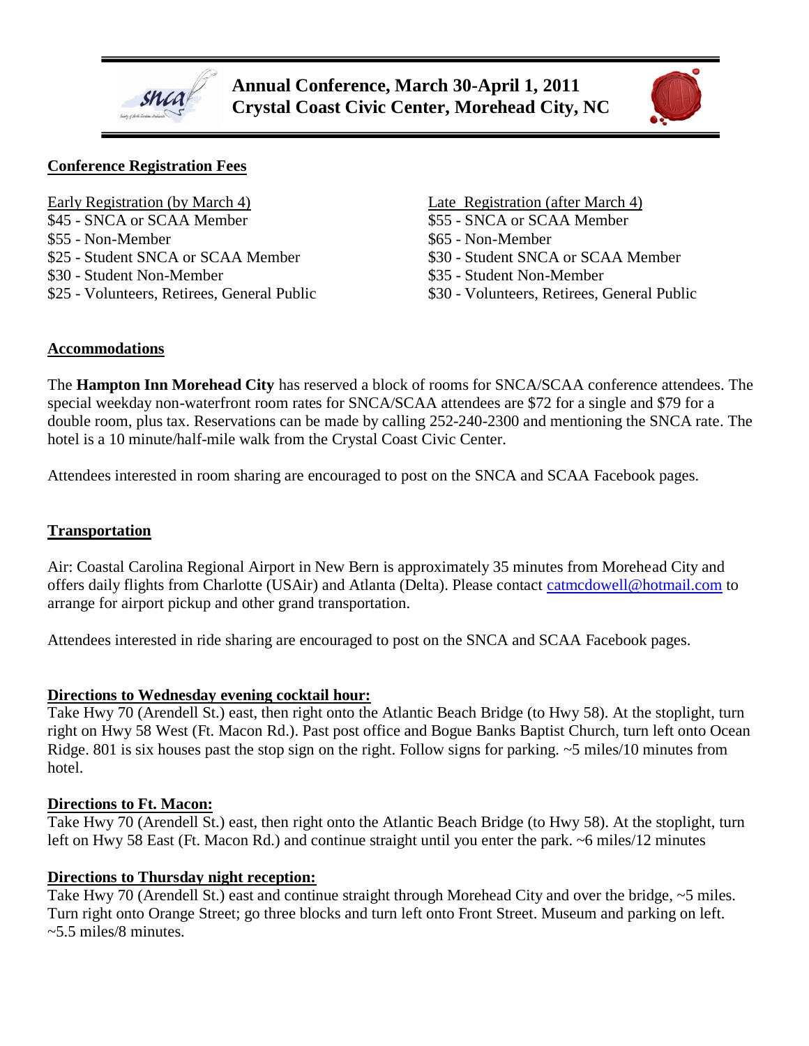**Annual Conference, March 30-April 1, 2011**
**Crystal Coast Civic Center, Morehead City, NC**

## Conference Registration Fees

| Early Registration (by March 4) | Late Registration (after March 4) |
|---|---|
| $45 - SNCA or SCAA Member | $55 - SNCA or SCAA Member |
| $55 - Non-Member | $65 - Non-Member |
| $25 - Student SNCA or SCAA Member | $30 - Student SNCA or SCAA Member |
| $30 - Student Non-Member | $35 - Student Non-Member |
| $25 - Volunteers, Retirees, General Public | $30 - Volunteers, Retirees, General Public |

## Accommodations

The **Hampton Inn Morehead City** has reserved a block of rooms for SNCA/SCAA conference attendees. The special weekday non-waterfront room rates for SNCA/SCAA attendees are $72 for a single and $79 for a double room, plus tax. Reservations can be made by calling 252-240-2300 and mentioning the SNCA rate. The hotel is a 10 minute/half-mile walk from the Crystal Coast Civic Center.

Attendees interested in room sharing are encouraged to post on the SNCA and SCAA Facebook pages.

## Transportation

Air: Coastal Carolina Regional Airport in New Bern is approximately 35 minutes from Morehead City and offers daily flights from Charlotte (USAir) and Atlanta (Delta). Please contact catmcdowell@hotmail.com to arrange for airport pickup and other grand transportation.

Attendees interested in ride sharing are encouraged to post on the SNCA and SCAA Facebook pages.

### Directions to Wednesday evening cocktail hour:

Take Hwy 70 (Arendell St.) east, then right onto the Atlantic Beach Bridge (to Hwy 58). At the stoplight, turn right on Hwy 58 West (Ft. Macon Rd.). Past post office and Bogue Banks Baptist Church, turn left onto Ocean Ridge. 801 is six houses past the stop sign on the right. Follow signs for parking. ~5 miles/10 minutes from hotel.

### Directions to Ft. Macon:

Take Hwy 70 (Arendell St.) east, then right onto the Atlantic Beach Bridge (to Hwy 58). At the stoplight, turn left on Hwy 58 East (Ft. Macon Rd.) and continue straight until you enter the park. ~6 miles/12 minutes

### Directions to Thursday night reception:

Take Hwy 70 (Arendell St.) east and continue straight through Morehead City and over the bridge, ~5 miles. Turn right onto Orange Street; go three blocks and turn left onto Front Street. Museum and parking on left. ~5.5 miles/8 minutes.